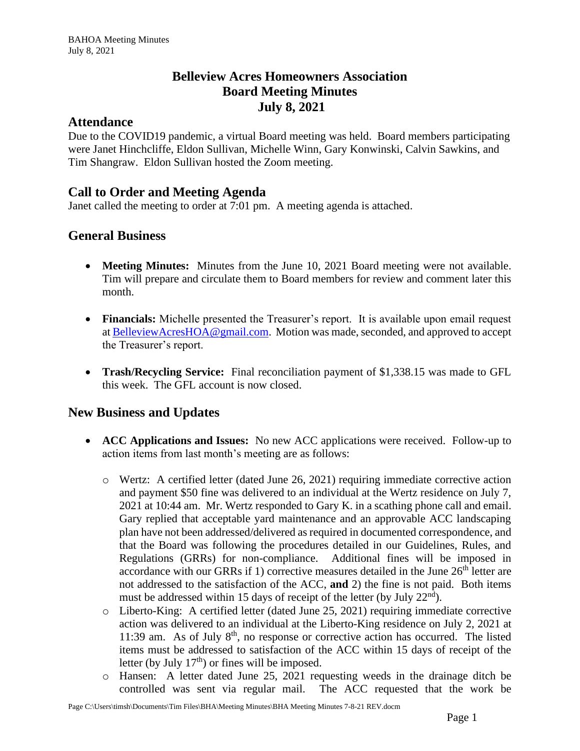# Belleview Acres Homeowners Association
# Board Meeting Minutes
# July 8, 2021

## Attendance

Due to the COVID19 pandemic, a virtual Board meeting was held. Board members participating were Janet Hinchcliffe, Eldon Sullivan, Michelle Winn, Gary Konwinski, Calvin Sawkins, and Tim Shangraw. Eldon Sullivan hosted the Zoom meeting.

## Call to Order and Meeting Agenda

Janet called the meeting to order at 7:01 pm. A meeting agenda is attached.

## General Business

- **Meeting Minutes:** Minutes from the June 10, 2021 Board meeting were not available. Tim will prepare and circulate them to Board members for review and comment later this month.
- **Financials:** Michelle presented the Treasurer's report. It is available upon email request at BelleviewAcresHOA@gmail.com. Motion was made, seconded, and approved to accept the Treasurer's report.
- **Trash/Recycling Service:** Final reconciliation payment of $1,338.15 was made to GFL this week. The GFL account is now closed.

## New Business and Updates

- **ACC Applications and Issues:** No new ACC applications were received. Follow-up to action items from last month's meeting are as follows:
  - Wertz: A certified letter (dated June 26, 2021) requiring immediate corrective action and payment $50 fine was delivered to an individual at the Wertz residence on July 7, 2021 at 10:44 am. Mr. Wertz responded to Gary K. in a scathing phone call and email. Gary replied that acceptable yard maintenance and an approvable ACC landscaping plan have not been addressed/delivered as required in documented correspondence, and that the Board was following the procedures detailed in our Guidelines, Rules, and Regulations (GRRs) for non-compliance. Additional fines will be imposed in accordance with our GRRs if 1) corrective measures detailed in the June 26th letter are not addressed to the satisfaction of the ACC, **and** 2) the fine is not paid. Both items must be addressed within 15 days of receipt of the letter (by July 22nd).
  - Liberto-King: A certified letter (dated June 25, 2021) requiring immediate corrective action was delivered to an individual at the Liberto-King residence on July 2, 2021 at 11:39 am. As of July 8th, no response or corrective action has occurred. The listed items must be addressed to satisfaction of the ACC within 15 days of receipt of the letter (by July 17th) or fines will be imposed.
  - Hansen: A letter dated June 25, 2021 requesting weeds in the drainage ditch be controlled was sent via regular mail. The ACC requested that the work be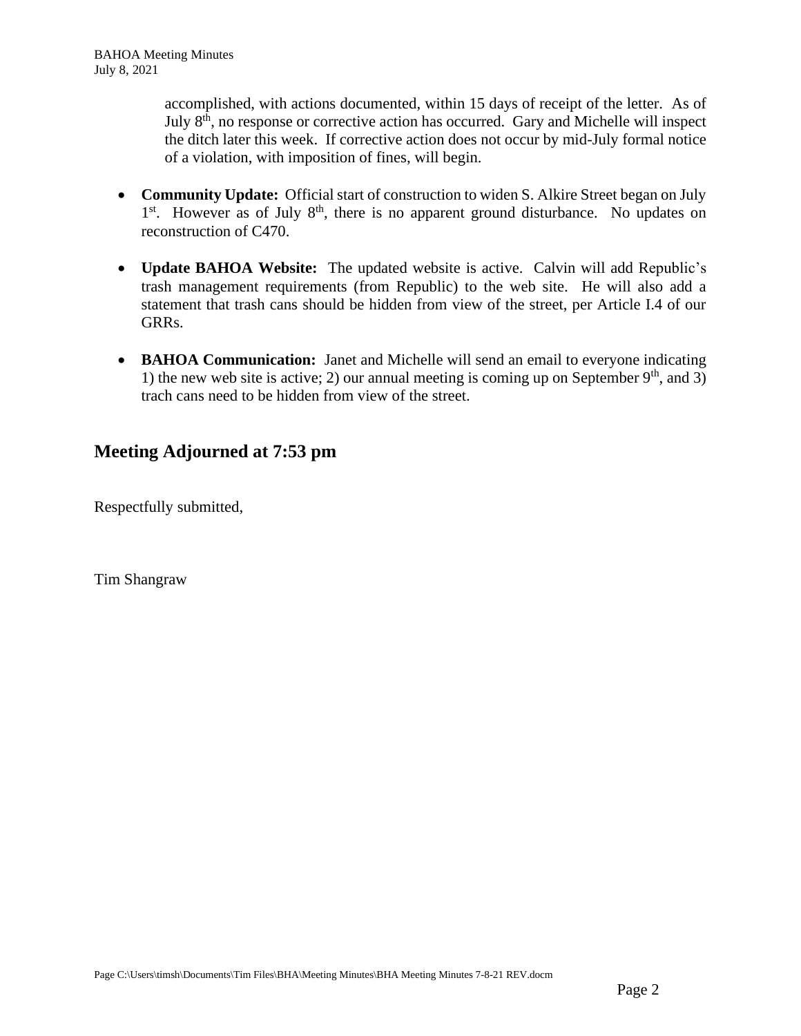accomplished, with actions documented, within 15 days of receipt of the letter. As of July 8th, no response or corrective action has occurred. Gary and Michelle will inspect the ditch later this week. If corrective action does not occur by mid-July formal notice of a violation, with imposition of fines, will begin.

- **Community Update:** Official start of construction to widen S. Alkire Street began on July 1st. However as of July 8th, there is no apparent ground disturbance. No updates on reconstruction of C470.

- **Update BAHOA Website:** The updated website is active. Calvin will add Republic's trash management requirements (from Republic) to the web site. He will also add a statement that trash cans should be hidden from view of the street, per Article I.4 of our GRRs.

- **BAHOA Communication:** Janet and Michelle will send an email to everyone indicating 1) the new web site is active; 2) our annual meeting is coming up on September 9th, and 3) trach cans need to be hidden from view of the street.

## Meeting Adjourned at 7:53 pm

Respectfully submitted,

Tim Shangraw

Page C:\Users\timsh\Documents\Tim Files\BHA\Meeting Minutes\BHA Meeting Minutes 7-8-21 REV.docm